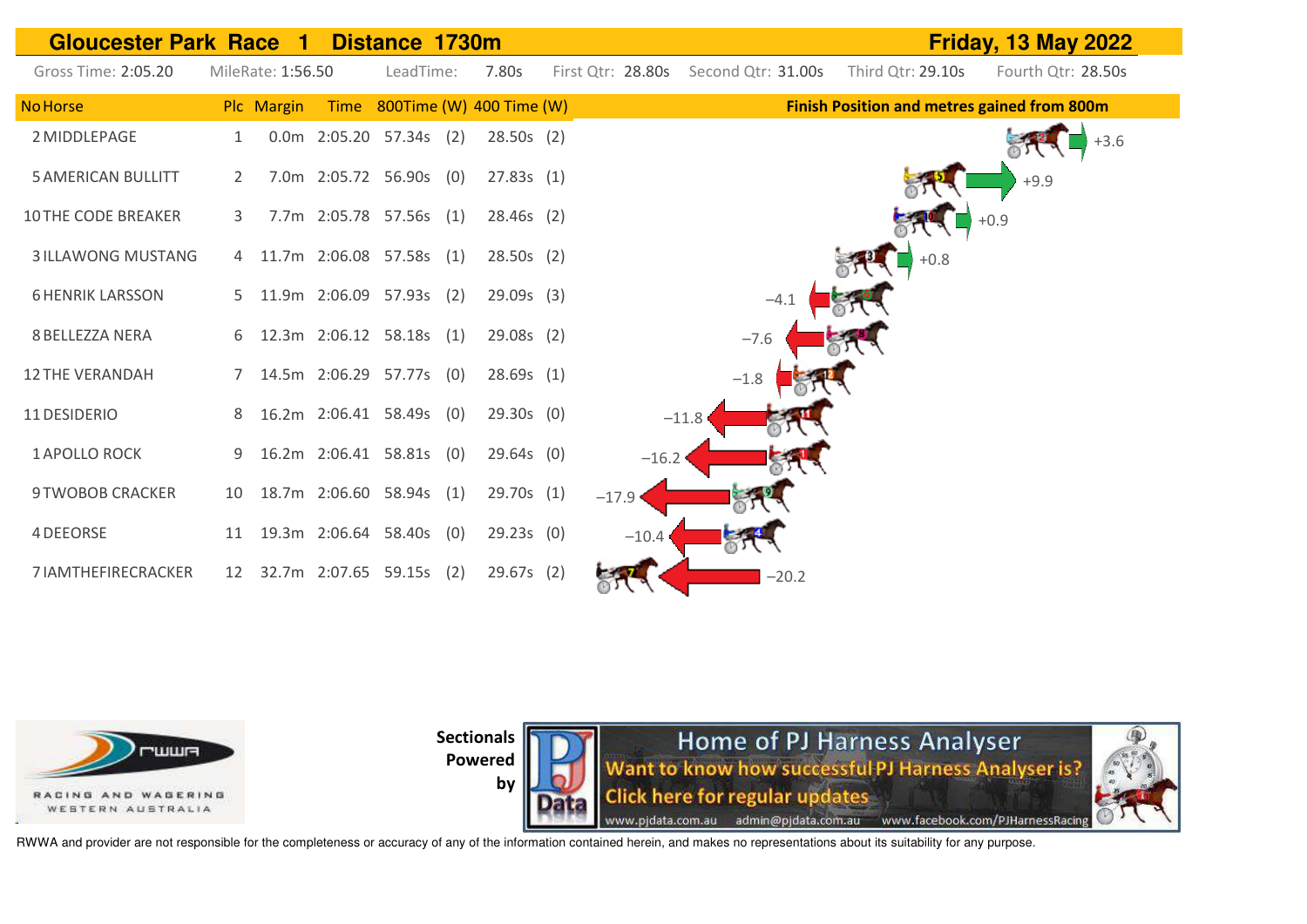# Gloucester Park Race 1 Distance 1730m — Friday, 13 May 2022

Gross Time: 2:05.20 | MileRate: 1:56.50 | LeadTime: 7.80s | First Qtr: 28.80s | Second Qtr: 31.00s | Third Qtr: 29.10s | Fourth Qtr: 28.50s

| No | Horse | Plc | Margin | Time | 800Time | (W) | 400 Time | (W) | Finish Position and metres gained from 800m |
|---|---|---|---|---|---|---|---|---|---|
| 2 | MIDDLEPAGE | 1 | 0.0m | 2:05.20 | 57.34s | (2) | 28.50s | (2) | +3.6 |
| 5 | AMERICAN BULLITT | 2 | 7.0m | 2:05.72 | 56.90s | (0) | 27.83s | (1) | +9.9 |
| 10 | THE CODE BREAKER | 3 | 7.7m | 2:05.78 | 57.56s | (1) | 28.46s | (2) | +0.9 |
| 3 | ILLAWONG MUSTANG | 4 | 11.7m | 2:06.08 | 57.58s | (1) | 28.50s | (2) | +0.8 |
| 6 | HENRIK LARSSON | 5 | 11.9m | 2:06.09 | 57.93s | (2) | 29.09s | (3) | −4.1 |
| 8 | BELLEZZA NERA | 6 | 12.3m | 2:06.12 | 58.18s | (1) | 29.08s | (2) | −7.6 |
| 12 | THE VERANDAH | 7 | 14.5m | 2:06.29 | 57.77s | (0) | 28.69s | (1) | −1.8 |
| 11 | DESIDERIO | 8 | 16.2m | 2:06.41 | 58.49s | (0) | 29.30s | (0) | −11.8 |
| 1 | APOLLO ROCK | 9 | 16.2m | 2:06.41 | 58.81s | (0) | 29.64s | (0) | −16.2 |
| 9 | TWOBOB CRACKER | 10 | 18.7m | 2:06.60 | 58.94s | (1) | 29.70s | (1) | −17.9 |
| 4 | DEEORSE | 11 | 19.3m | 2:06.64 | 58.40s | (0) | 29.23s | (0) | −10.4 |
| 7 | IAMTHEFIRECRACKER | 12 | 32.7m | 2:07.65 | 59.15s | (2) | 29.67s | (2) | −20.2 |

RACING AND WAGERING WESTERN AUSTRALIA

**Sectionals Powered by**

Home of PJ Harness Analyser
Want to know how successful PJ Harness Analyser is?
Click here for regular updates
www.pjdata.com.au admin@pjdata.com.au www.facebook.com/PJHarnessRacing

RWWA and provider are not responsible for the completeness or accuracy of any of the information contained herein, and makes no representations about its suitability for any purpose.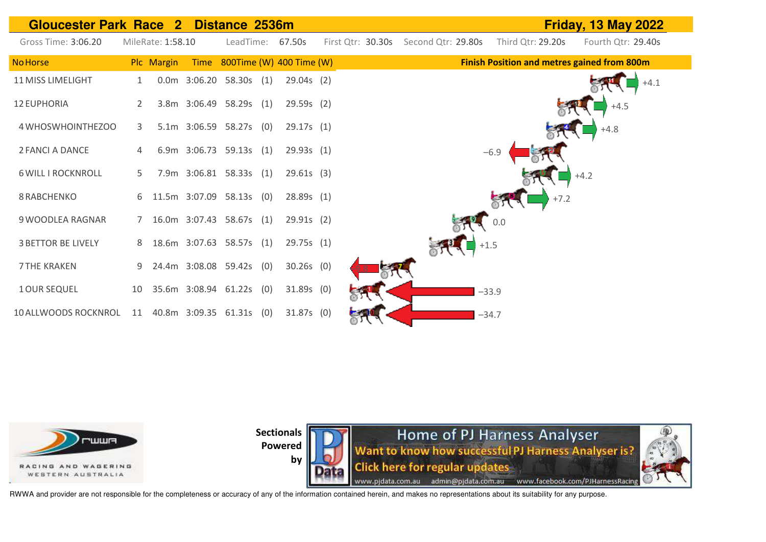# Gloucester Park Race 2 Distance 2536m — Friday, 13 May 2022

Gross Time: 3:06.20 | MileRate: 1:58.10 | LeadTime: 67.50s | First Qtr: 30.30s | Second Qtr: 29.80s | Third Qtr: 29.20s | Fourth Qtr: 29.40s

| No | Horse | Plc | Margin | Time | 800Time | (W) | 400 Time | (W) | Finish Position and metres gained from 800m |
|---|---|---|---|---|---|---|---|---|---|
| 11 | MISS LIMELIGHT | 1 | 0.0m | 3:06.20 | 58.30s | (1) | 29.04s | (2) | +4.1 |
| 12 | EUPHORIA | 2 | 3.8m | 3:06.49 | 58.29s | (1) | 29.59s | (2) | +4.5 |
| 4 | WHOSWHOINTHEZOO | 3 | 5.1m | 3:06.59 | 58.27s | (0) | 29.17s | (1) | +4.8 |
| 2 | FANCI A DANCE | 4 | 6.9m | 3:06.73 | 59.13s | (1) | 29.93s | (1) | −6.9 |
| 6 | WILL I ROCKNROLL | 5 | 7.9m | 3:06.81 | 58.33s | (1) | 29.61s | (3) | +4.2 |
| 8 | RABCHENKO | 6 | 11.5m | 3:07.09 | 58.13s | (0) | 28.89s | (1) | +7.2 |
| 9 | WOODLEA RAGNAR | 7 | 16.0m | 3:07.43 | 58.67s | (1) | 29.91s | (2) | 0.0 |
| 3 | BETTOR BE LIVELY | 8 | 18.6m | 3:07.63 | 58.57s | (1) | 29.75s | (1) | +1.5 |
| 7 | THE KRAKEN | 9 | 24.4m | 3:08.08 | 59.42s | (0) | 30.26s | (0) | |
| 1 | OUR SEQUEL | 10 | 35.6m | 3:08.94 | 61.22s | (0) | 31.89s | (0) | −33.9 |
| 10 | ALLWOODS ROCKNROL | 11 | 40.8m | 3:09.35 | 61.31s | (0) | 31.87s | (0) | −34.7 |

RACING AND WAGERING WESTERN AUSTRALIA

Sectionals Powered by

Home of PJ Harness Analyser
Want to know how successful PJ Harness Analyser is?
Click here for regular updates
www.pjdata.com.au admin@pjdata.com.au www.facebook.com/PJHarnessRacing

RWWA and provider are not responsible for the completeness or accuracy of any of the information contained herein, and makes no representations about its suitability for any purpose.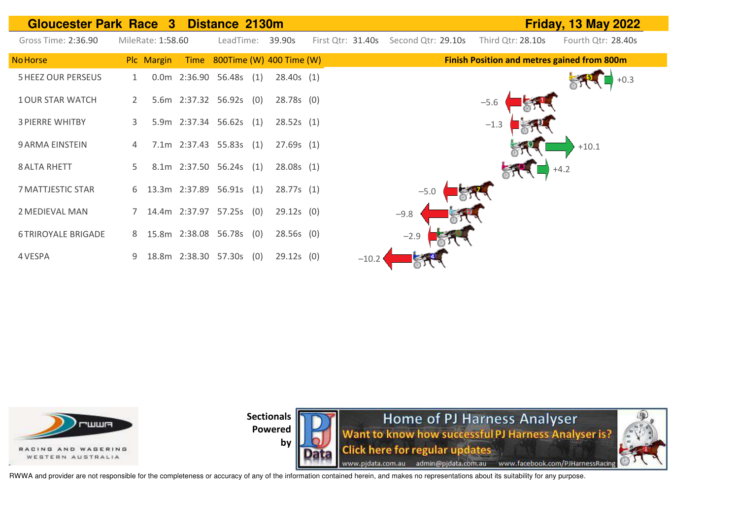# Gloucester Park Race 3 Distance 2130m

**Friday, 13 May 2022**

Gross Time: 2:36.90 | MileRate: 1:58.60 | LeadTime: 39.90s | First Qtr: 31.40s | Second Qtr: 29.10s | Third Qtr: 28.10s | Fourth Qtr: 28.40s

| No | Horse | Plc | Margin | Time | 800Time | (W) | 400 Time | (W) | Finish Position and metres gained from 800m |
|---|---|---|---|---|---|---|---|---|---|
| 5 | HEEZ OUR PERSEUS | 1 | 0.0m | 2:36.90 | 56.48s | (1) | 28.40s | (1) | +0.3 |
| 1 | OUR STAR WATCH | 2 | 5.6m | 2:37.32 | 56.92s | (0) | 28.78s | (0) | −5.6 |
| 3 | PIERRE WHITBY | 3 | 5.9m | 2:37.34 | 56.62s | (1) | 28.52s | (1) | −1.3 |
| 9 | ARMA EINSTEIN | 4 | 7.1m | 2:37.43 | 55.83s | (1) | 27.69s | (1) | +10.1 |
| 8 | ALTA RHETT | 5 | 8.1m | 2:37.50 | 56.24s | (1) | 28.08s | (1) | +4.2 |
| 7 | MATTJESTIC STAR | 6 | 13.3m | 2:37.89 | 56.91s | (1) | 28.77s | (1) | −5.0 |
| 2 | MEDIEVAL MAN | 7 | 14.4m | 2:37.97 | 57.25s | (0) | 29.12s | (0) | −9.8 |
| 6 | TRIROYALE BRIGADE | 8 | 15.8m | 2:38.08 | 56.78s | (0) | 28.56s | (0) | −2.9 |
| 4 | VESPA | 9 | 18.8m | 2:38.30 | 57.30s | (0) | 29.12s | (0) | −10.2 |

RWWA Racing and Wagering Western Australia

Sectionals Powered by

Home of PJ Harness Analyser
Want to know how successful PJ Harness Analyser is?
Click here for regular updates
www.pjdata.com.au admin@pjdata.com.au www.facebook.com/PJHarnessRacing

RWWA and provider are not responsible for the completeness or accuracy of any of the information contained herein, and makes no representations about its suitability for any purpose.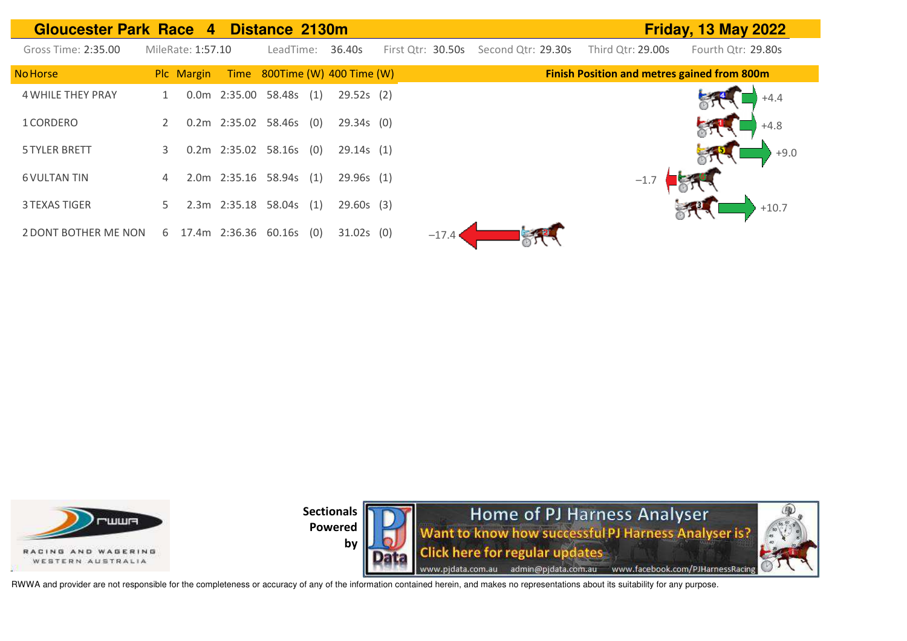# Gloucester Park Race 4 Distance 2130m

**Friday, 13 May 2022**

Gross Time: 2:35.00 | MileRate: 1:57.10 | LeadTime: 36.40s | First Qtr: 30.50s | Second Qtr: 29.30s | Third Qtr: 29.00s | Fourth Qtr: 29.80s

| No | Horse | Plc | Margin | Time | 800Time (W) | 400 Time (W) | Finish Position and metres gained from 800m |
|---|---|---|---|---|---|---|---|
| 4 | WHILE THEY PRAY | 1 | 0.0m | 2:35.00 | 58.48s (1) | 29.52s (2) | +4.4 |
| 1 | CORDERO | 2 | 0.2m | 2:35.02 | 58.46s (0) | 29.34s (0) | +4.8 |
| 5 | TYLER BRETT | 3 | 0.2m | 2:35.02 | 58.16s (0) | 29.14s (1) | +9.0 |
| 6 | VULTAN TIN | 4 | 2.0m | 2:35.16 | 58.94s (1) | 29.96s (1) | −1.7 |
| 3 | TEXAS TIGER | 5 | 2.3m | 2:35.18 | 58.04s (1) | 29.60s (3) | +10.7 |
| 2 | DONT BOTHER ME NON | 6 | 17.4m | 2:36.36 | 60.16s (0) | 31.02s (0) | −17.4 |

RACING AND WAGERING WESTERN AUSTRALIA

Sectionals Powered by

Home of PJ Harness Analyser
Want to know how successful PJ Harness Analyser is?
Click here for regular updates
www.pjdata.com.au admin@pjdata.com.au www.facebook.com/PJHarnessRacing

RWWA and provider are not responsible for the completeness or accuracy of any of the information contained herein, and makes no representations about its suitability for any purpose.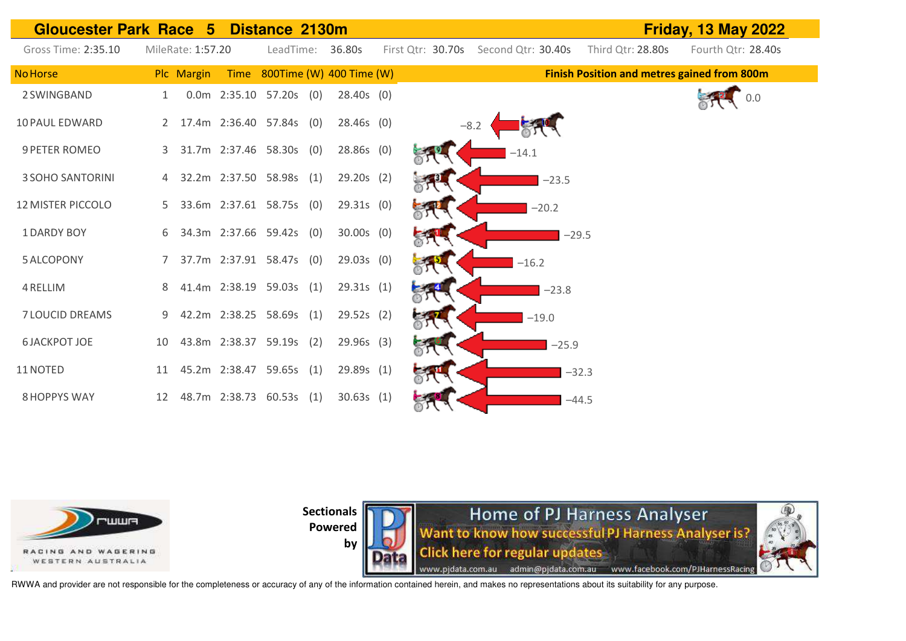# Gloucester Park Race 5 Distance 2130m — Friday, 13 May 2022

Gross Time: 2:35.10 | MileRate: 1:57.20 | LeadTime: 36.80s | First Qtr: 30.70s | Second Qtr: 30.40s | Third Qtr: 28.80s | Fourth Qtr: 28.40s

| No | Horse | Plc | Margin | Time | 800Time | (W) | 400 Time | (W) | Finish Position and metres gained from 800m |
|---|---|---|---|---|---|---|---|---|---|
| 2 | SWINGBAND | 1 | 0.0m | 2:35.10 | 57.20s | (0) | 28.40s | (0) | 0.0 |
| 10 | PAUL EDWARD | 2 | 17.4m | 2:36.40 | 57.84s | (0) | 28.46s | (0) | −8.2 |
| 9 | PETER ROMEO | 3 | 31.7m | 2:37.46 | 58.30s | (0) | 28.86s | (0) | −14.1 |
| 3 | SOHO SANTORINI | 4 | 32.2m | 2:37.50 | 58.98s | (1) | 29.20s | (2) | −23.5 |
| 12 | MISTER PICCOLO | 5 | 33.6m | 2:37.61 | 58.75s | (0) | 29.31s | (0) | −20.2 |
| 1 | DARDY BOY | 6 | 34.3m | 2:37.66 | 59.42s | (0) | 30.00s | (0) | −29.5 |
| 5 | ALCOPONY | 7 | 37.7m | 2:37.91 | 58.47s | (0) | 29.03s | (0) | −16.2 |
| 4 | RELLIM | 8 | 41.4m | 2:38.19 | 59.03s | (1) | 29.31s | (1) | −23.8 |
| 7 | LOUCID DREAMS | 9 | 42.2m | 2:38.25 | 58.69s | (1) | 29.52s | (2) | −19.0 |
| 6 | JACKPOT JOE | 10 | 43.8m | 2:38.37 | 59.19s | (2) | 29.96s | (3) | −25.9 |
| 11 | NOTED | 11 | 45.2m | 2:38.47 | 59.65s | (1) | 29.89s | (1) | −32.3 |
| 8 | HOPPYS WAY | 12 | 48.7m | 2:38.73 | 60.53s | (1) | 30.63s | (1) | −44.5 |

RWWA Racing and Wagering Western Australia

Sectionals Powered by PJ Data

Home of PJ Harness Analyser
Want to know how successful PJ Harness Analyser is?
Click here for regular updates
www.pjdata.com.au admin@pjdata.com.au www.facebook.com/PJHarnessRacing

RWWA and provider are not responsible for the completeness or accuracy of any of the information contained herein, and makes no representations about its suitability for any purpose.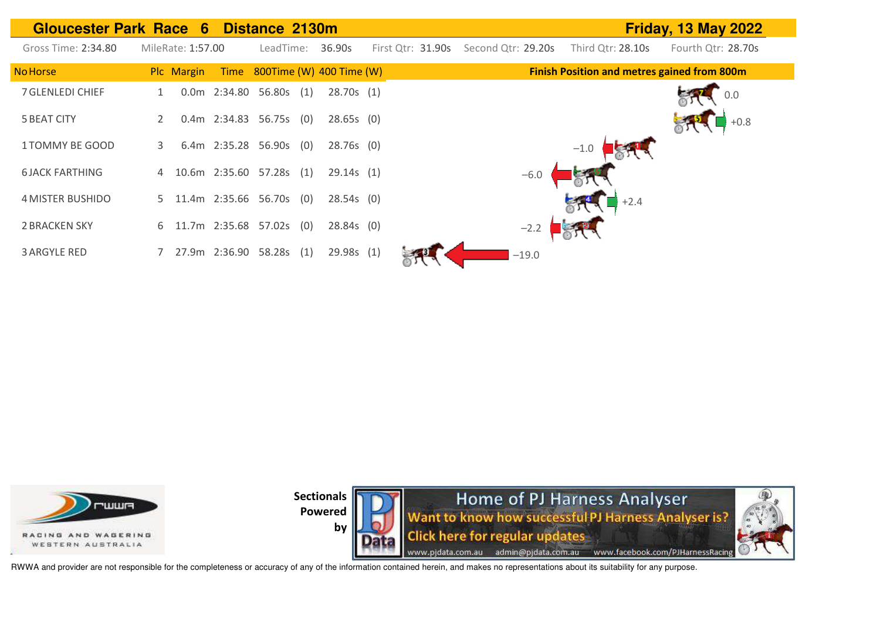# Gloucester Park Race 6 Distance 2130m — Friday, 13 May 2022

Gross Time: 2:34.80 | MileRate: 1:57.00 | LeadTime: 36.90s | First Qtr: 31.90s | Second Qtr: 29.20s | Third Qtr: 28.10s | Fourth Qtr: 28.70s

| No | Horse | Plc | Margin | Time | 800Time (W) | | 400 Time (W) | | Finish Position and metres gained from 800m |
|---|---|---|---|---|---|---|---|---|---|
| 7 | GLENLEDI CHIEF | 1 | 0.0m | 2:34.80 | 56.80s | (1) | 28.70s | (1) | 0.0 |
| 5 | BEAT CITY | 2 | 0.4m | 2:34.83 | 56.75s | (0) | 28.65s | (0) | +0.8 |
| 1 | TOMMY BE GOOD | 3 | 6.4m | 2:35.28 | 56.90s | (0) | 28.76s | (0) | −1.0 |
| 6 | JACK FARTHING | 4 | 10.6m | 2:35.60 | 57.28s | (1) | 29.14s | (1) | −6.0 |
| 4 | MISTER BUSHIDO | 5 | 11.4m | 2:35.66 | 56.70s | (0) | 28.54s | (0) | +2.4 |
| 2 | BRACKEN SKY | 6 | 11.7m | 2:35.68 | 57.02s | (0) | 28.84s | (0) | −2.2 |
| 3 | ARGYLE RED | 7 | 27.9m | 2:36.90 | 58.28s | (1) | 29.98s | (1) | −19.0 |

RACING AND WAGERING WESTERN AUSTRALIA

Sectionals Powered by

Home of PJ Harness Analyser
Want to know how successful PJ Harness Analyser is?
Click here for regular updates
www.pjdata.com.au admin@pjdata.com.au www.facebook.com/PJHarnessRacing

RWWA and provider are not responsible for the completeness or accuracy of any of the information contained herein, and makes no representations about its suitability for any purpose.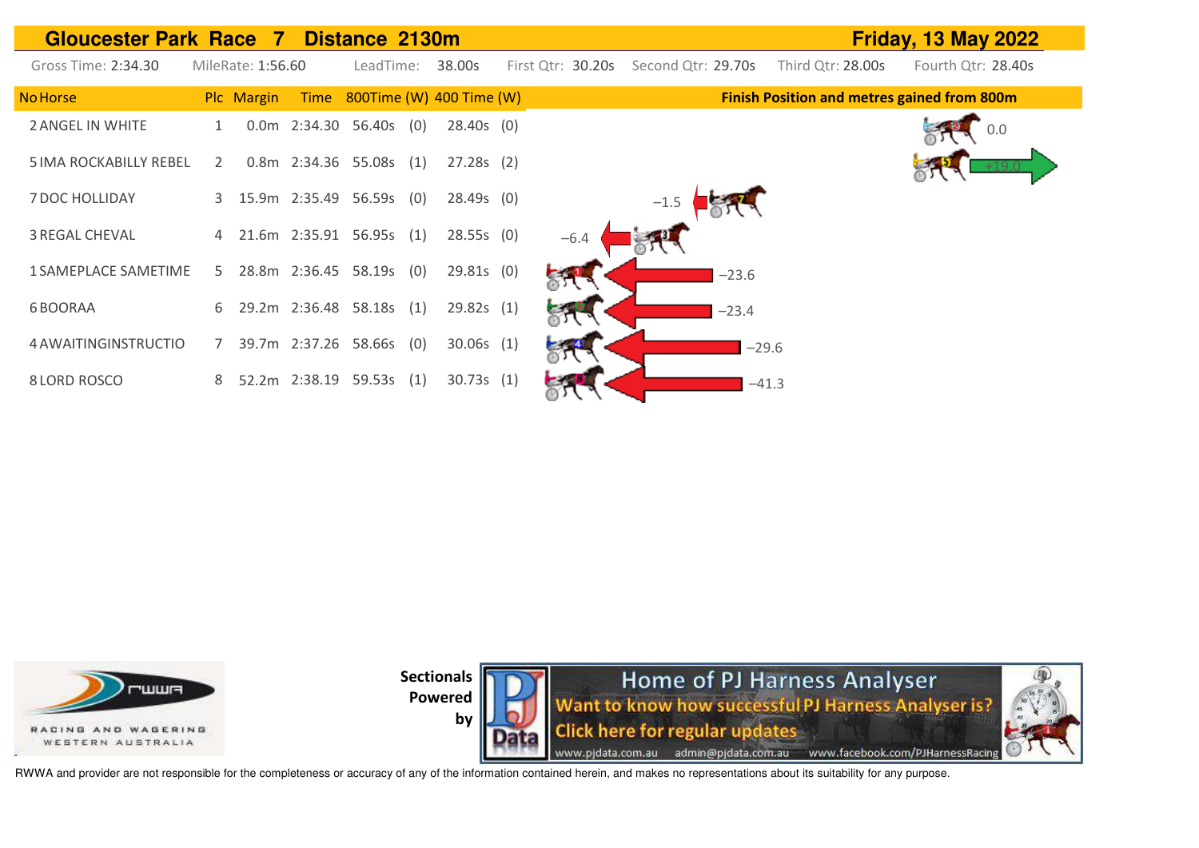# Gloucester Park Race 7 Distance 2130m

**Friday, 13 May 2022**

Gross Time: 2:34.30 MileRate: 1:56.60 LeadTime: 38.00s First Qtr: 30.20s Second Qtr: 29.70s Third Qtr: 28.00s Fourth Qtr: 28.40s

| No | Horse | Plc | Margin | Time | 800Time | (W) | 400 Time | (W) | Finish Position and metres gained from 800m |
|---|---|---|---|---|---|---|---|---|---|
| 2 | ANGEL IN WHITE | 1 | 0.0m | 2:34.30 | 56.40s | (0) | 28.40s | (0) | 0.0 |
| 5 | IMA ROCKABILLY REBEL | 2 | 0.8m | 2:34.36 | 55.08s | (1) | 27.28s | (2) | +19.0 |
| 7 | DOC HOLLIDAY | 3 | 15.9m | 2:35.49 | 56.59s | (0) | 28.49s | (0) | −1.5 |
| 3 | REGAL CHEVAL | 4 | 21.6m | 2:35.91 | 56.95s | (1) | 28.55s | (0) | −6.4 |
| 1 | SAMEPLACE SAMETIME | 5 | 28.8m | 2:36.45 | 58.19s | (0) | 29.81s | (0) | −23.6 |
| 6 | BOORAA | 6 | 29.2m | 2:36.48 | 58.18s | (1) | 29.82s | (1) | −23.4 |
| 4 | AWAITINGINSTRUCTIO | 7 | 39.7m | 2:37.26 | 58.66s | (0) | 30.06s | (1) | −29.6 |
| 8 | LORD ROSCO | 8 | 52.2m | 2:38.19 | 59.53s | (1) | 30.73s | (1) | −41.3 |

RACING AND WAGERING WESTERN AUSTRALIA

Sectionals Powered by

Home of PJ Harness Analyser
Want to know how successful PJ Harness Analyser is?
Click here for regular updates
www.pjdata.com.au admin@pjdata.com.au www.facebook.com/PJHarnessRacing

RWWA and provider are not responsible for the completeness or accuracy of any of the information contained herein, and makes no representations about its suitability for any purpose.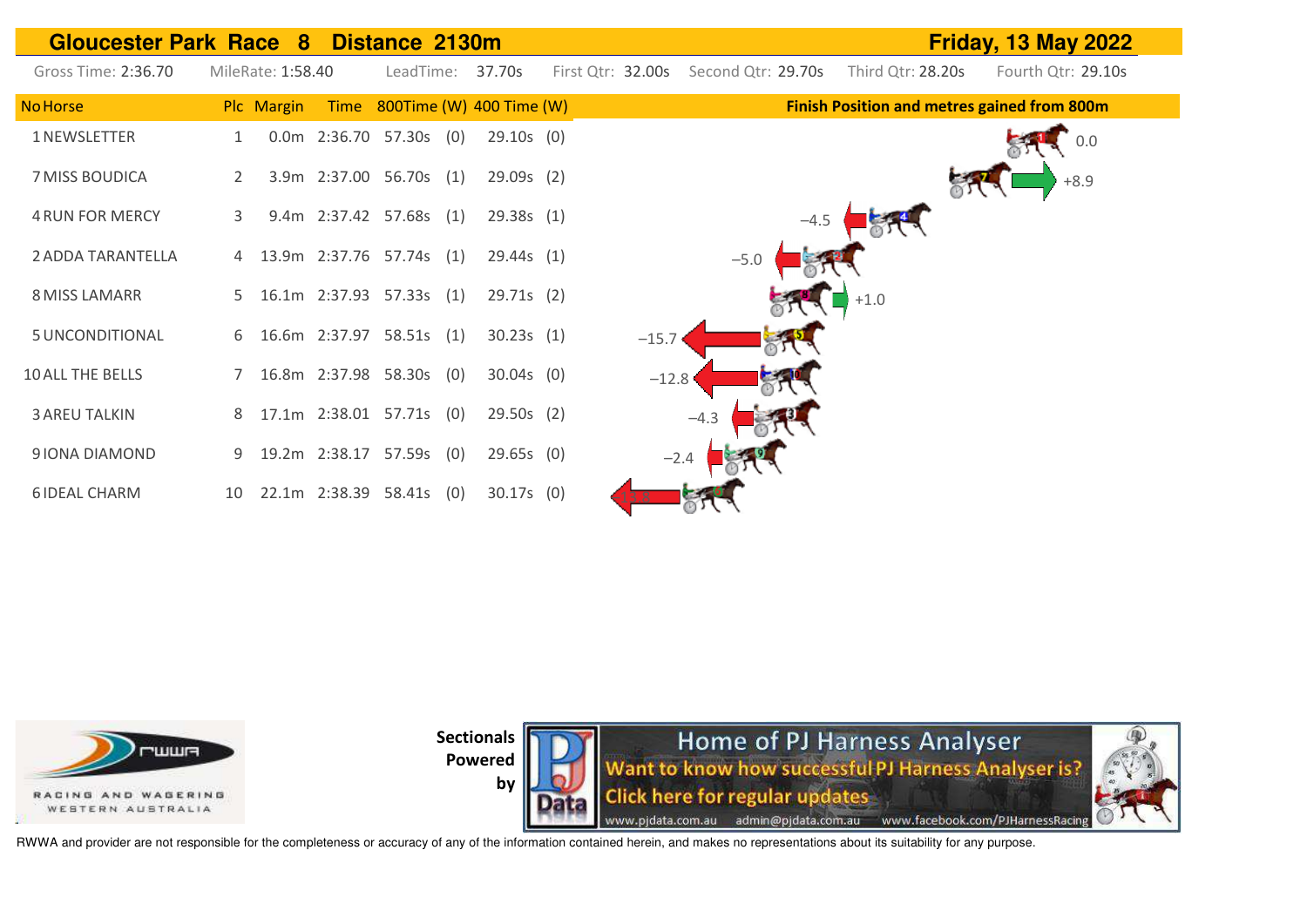# Gloucester Park Race 8 Distance 2130m — Friday, 13 May 2022

Gross Time: 2:36.70 | MileRate: 1:58.40 | LeadTime: 37.70s | First Qtr: 32.00s | Second Qtr: 29.70s | Third Qtr: 28.20s | Fourth Qtr: 29.10s

| No | Horse | Plc | Margin | Time | 800Time | (W) | 400 Time | (W) | Finish Position and metres gained from 800m |
|---|---|---|---|---|---|---|---|---|---|
| 1 | NEWSLETTER | 1 | 0.0m | 2:36.70 | 57.30s | (0) | 29.10s | (0) | 0.0 |
| 7 | MISS BOUDICA | 2 | 3.9m | 2:37.00 | 56.70s | (1) | 29.09s | (2) | +8.9 |
| 4 | RUN FOR MERCY | 3 | 9.4m | 2:37.42 | 57.68s | (1) | 29.38s | (1) | −4.5 |
| 2 | ADDA TARANTELLA | 4 | 13.9m | 2:37.76 | 57.74s | (1) | 29.44s | (1) | −5.0 |
| 8 | MISS LAMARR | 5 | 16.1m | 2:37.93 | 57.33s | (1) | 29.71s | (2) | +1.0 |
| 5 | UNCONDITIONAL | 6 | 16.6m | 2:37.97 | 58.51s | (1) | 30.23s | (1) | −15.7 |
| 10 | ALL THE BELLS | 7 | 16.8m | 2:37.98 | 58.30s | (0) | 30.04s | (0) | −12.8 |
| 3 | AREU TALKIN | 8 | 17.1m | 2:38.01 | 57.71s | (0) | 29.50s | (2) | −4.3 |
| 9 | IONA DIAMOND | 9 | 19.2m | 2:38.17 | 57.59s | (0) | 29.65s | (0) | −2.4 |
| 6 | IDEAL CHARM | 10 | 22.1m | 2:38.39 | 58.41s | (0) | 30.17s | (0) | |

Sectionals Powered by

Home of PJ Harness Analyser
Want to know how successful PJ Harness Analyser is?
Click here for regular updates
www.pjdata.com.au admin@pjdata.com.au www.facebook.com/PJHarnessRacing

RWWA and provider are not responsible for the completeness or accuracy of any of the information contained herein, and makes no representations about its suitability for any purpose.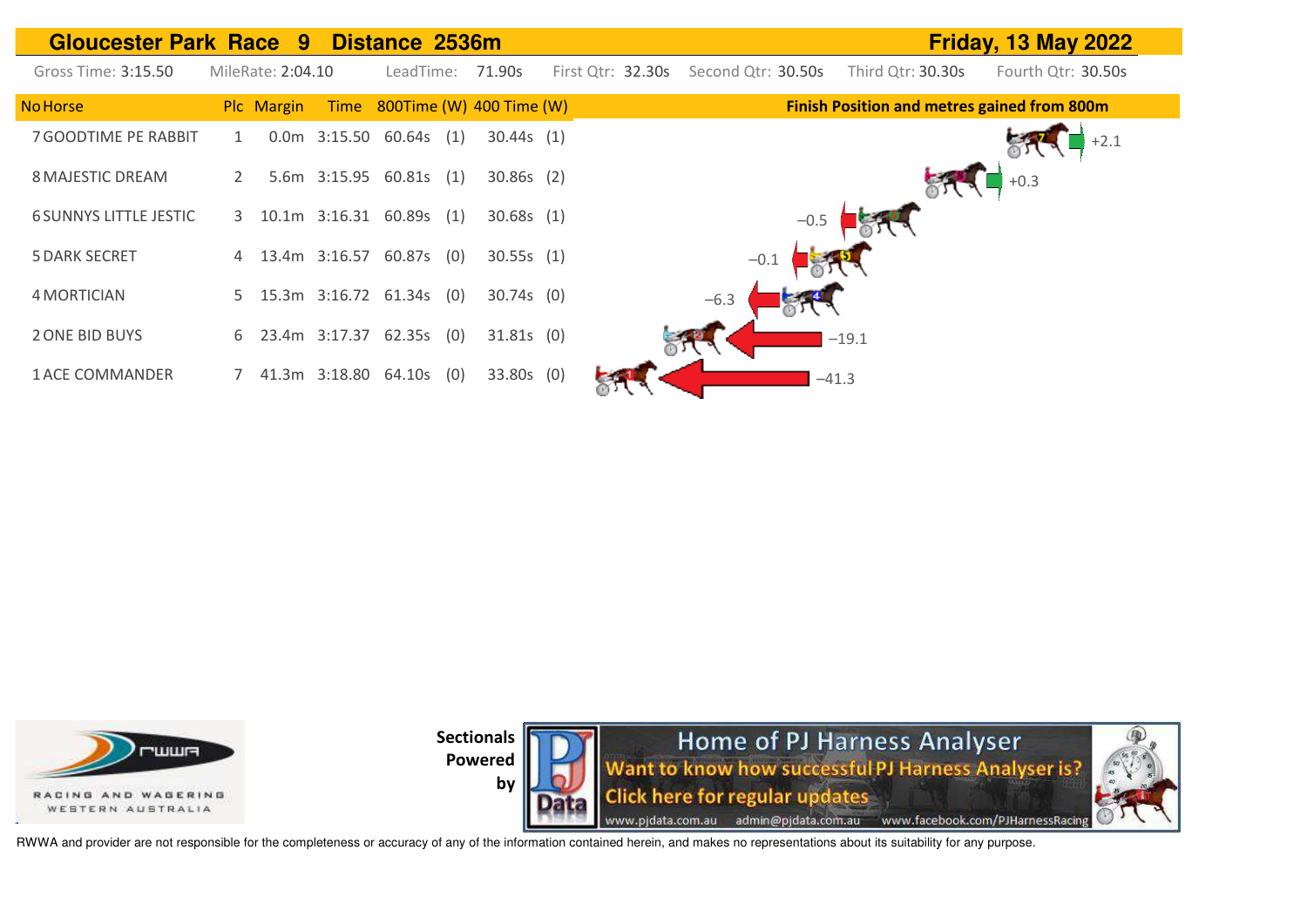# Gloucester Park Race 9 Distance 2536m — Friday, 13 May 2022

Gross Time: 3:15.50 MileRate: 2:04.10 LeadTime: 71.90s First Qtr: 32.30s Second Qtr: 30.50s Third Qtr: 30.30s Fourth Qtr: 30.50s

| No | Horse | Plc | Margin | Time | 800Time | (W) | 400 Time | (W) | Finish Position and metres gained from 800m |
|---|---|---|---|---|---|---|---|---|---|
| 7 | GOODTIME PE RABBIT | 1 | 0.0m | 3:15.50 | 60.64s | (1) | 30.44s | (1) | +2.1 |
| 8 | MAJESTIC DREAM | 2 | 5.6m | 3:15.95 | 60.81s | (1) | 30.86s | (2) | +0.3 |
| 6 | SUNNYS LITTLE JESTIC | 3 | 10.1m | 3:16.31 | 60.89s | (1) | 30.68s | (1) | −0.5 |
| 5 | DARK SECRET | 4 | 13.4m | 3:16.57 | 60.87s | (0) | 30.55s | (1) | −0.1 |
| 4 | MORTICIAN | 5 | 15.3m | 3:16.72 | 61.34s | (0) | 30.74s | (0) | −6.3 |
| 2 | ONE BID BUYS | 6 | 23.4m | 3:17.37 | 62.35s | (0) | 31.81s | (0) | −19.1 |
| 1 | ACE COMMANDER | 7 | 41.3m | 3:18.80 | 64.10s | (0) | 33.80s | (0) | −41.3 |

RACING AND WAGERING WESTERN AUSTRALIA

Sectionals Powered by

Home of PJ Harness Analyser
Want to know how successful PJ Harness Analyser is?
Click here for regular updates
www.pjdata.com.au admin@pjdata.com.au www.facebook.com/PJHarnessRacing

RWWA and provider are not responsible for the completeness or accuracy of any of the information contained herein, and makes no representations about its suitability for any purpose.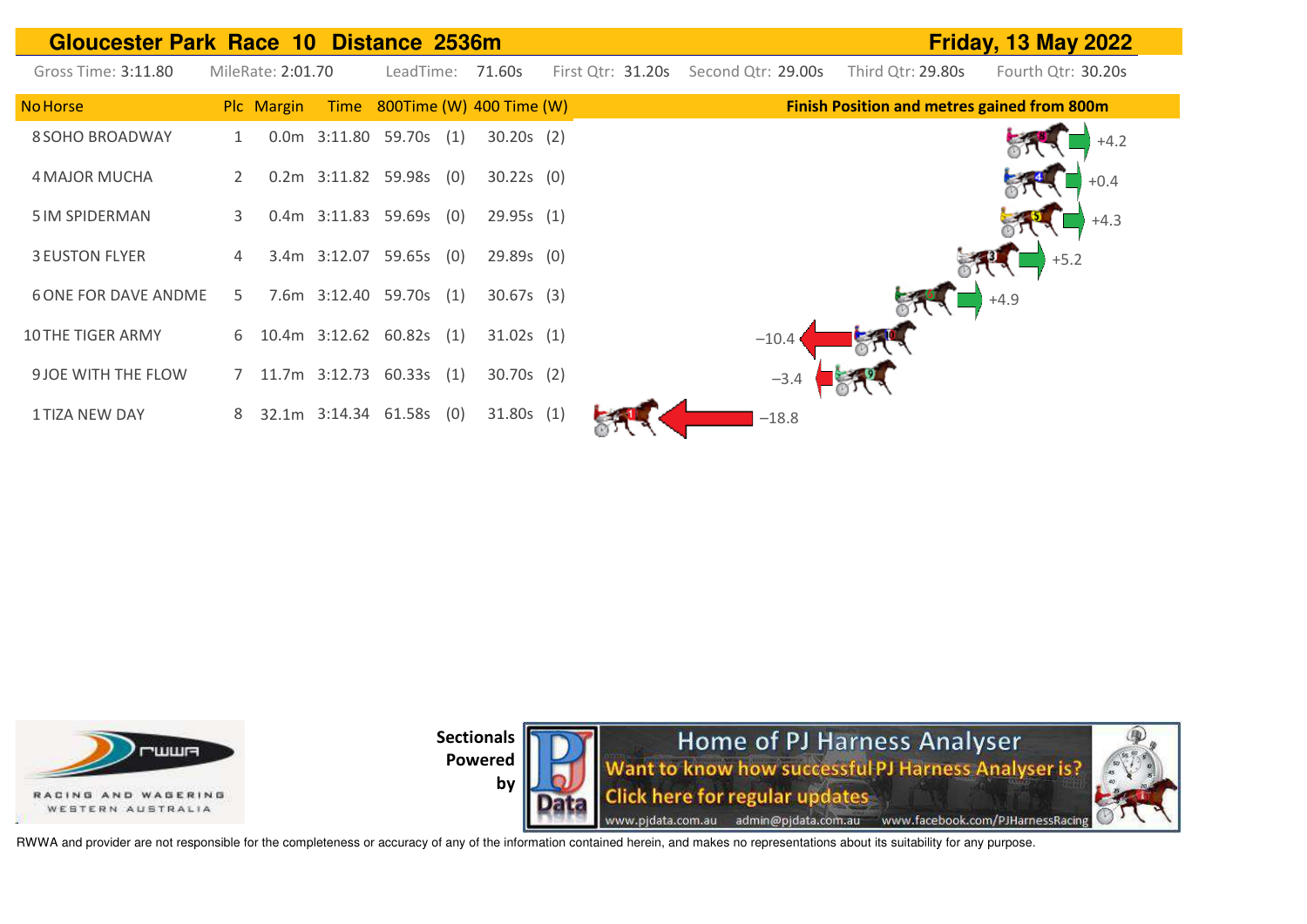## Gloucester Park Race 10 Distance 2536m

**Friday, 13 May 2022**

Gross Time: 3:11.80 MileRate: 2:01.70 LeadTime: 71.60s First Qtr: 31.20s Second Qtr: 29.00s Third Qtr: 29.80s Fourth Qtr: 30.20s

| No | Horse | Plc | Margin | Time | 800Time | (W) | 400 Time | (W) |
|---|---|---|---|---|---|---|---|---|
| 8 | SOHO BROADWAY | 1 | 0.0m | 3:11.80 | 59.70s | (1) | 30.20s | (2) |
| 4 | MAJOR MUCHA | 2 | 0.2m | 3:11.82 | 59.98s | (0) | 30.22s | (0) |
| 5 | IM SPIDERMAN | 3 | 0.4m | 3:11.83 | 59.69s | (0) | 29.95s | (1) |
| 3 | EUSTON FLYER | 4 | 3.4m | 3:12.07 | 59.65s | (0) | 29.89s | (0) |
| 6 | ONE FOR DAVE ANDME | 5 | 7.6m | 3:12.40 | 59.70s | (1) | 30.67s | (3) |
| 10 | THE TIGER ARMY | 6 | 10.4m | 3:12.62 | 60.82s | (1) | 31.02s | (1) |
| 9 | JOE WITH THE FLOW | 7 | 11.7m | 3:12.73 | 60.33s | (1) | 30.70s | (2) |
| 1 | TIZA NEW DAY | 8 | 32.1m | 3:14.34 | 61.58s | (0) | 31.80s | (1) |

**Finish Position and metres gained from 800m**

+4.2
+0.4
+4.3
+5.2
+4.9
−10.4
−3.4
−18.8

RACING AND WAGERING WESTERN AUSTRALIA

Sectionals Powered by

Home of PJ Harness Analyser
Want to know how successful PJ Harness Analyser is?
Click here for regular updates
www.pjdata.com.au admin@pjdata.com.au www.facebook.com/PJHarnessRacing

RWWA and provider are not responsible for the completeness or accuracy of any of the information contained herein, and makes no representations about its suitability for any purpose.